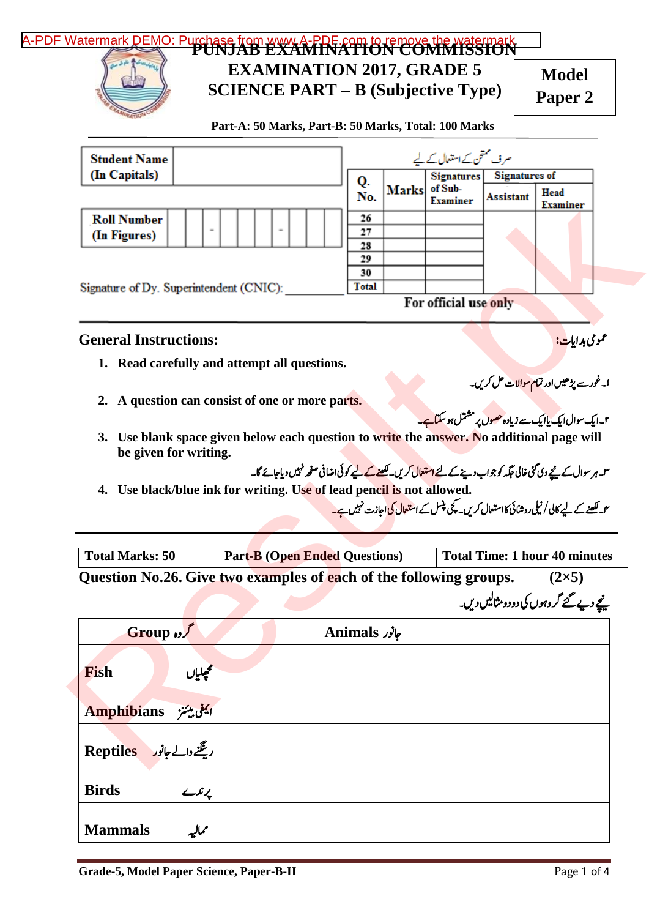# PUNJAB EXAMINATION COMMISSION

## EXAMINATION 2017, GRADE 5
## SCIENCE PART – B (Subjective Type)

**Model Paper 2**

**Part-A: 50 Marks, Part-B: 50 Marks, Total: 100 Marks**

| Student Name (In Capitals) | |
|---|---|

| Roll Number (In Figures) | | | - | | | | - | | | | |
|---|---|---|---|---|---|---|---|---|---|---|---|

Signature of Dy. Superintendent (CNIC): ____________

صرف ممتحن کے استعمال کے لیے

| Q. No. | Marks | Signatures of Sub-Examiner | Signatures of | |
|---|---|---|---|---|
| | | | Assistant | Head Examiner |
| 26 | | | | |
| 27 | | | | |
| 28 | | | | |
| 29 | | | | |
| 30 | | | | |
| Total | | | | |

For official use only

**General Instructions:** عمومی ہدایات:

1. **Read carefully and attempt all questions.**
   ا۔ غور سے پڑھیں اور تمام سوالات حل کریں۔
2. **A question can consist of one or more parts.**
   ۲۔ ایک سوال ایک یا ایک سے زیادہ حصوں پر مشتمل ہو سکتا ہے۔
3. **Use blank space given below each question to write the answer. No additional page will be given for writing.**
   ۳۔ ہر سوال کے نیچے دی گئی خالی جگہ کو جواب دینے کے لئے استعمال کریں۔ لکھنے کے لیے کوئی اضافی صفحہ نہیں دیا جائے گا۔
4. **Use black/blue ink for writing. Use of lead pencil is not allowed.**
   ۴۔ لکھنے کے لیے کالی / نیلی روشنائی کا استعمال کریں۔ کچی پنسل کے استعمال کی اجازت نہیں ہے۔

| Total Marks: 50 | Part-B (Open Ended Questions) | Total Time: 1 hour 40 minutes |
|---|---|---|

**Question No.26. Give two examples of each of the following groups.** **(2×5)**

نیچے دیے گئے گروہوں کی دو دو مثالیں دیں۔

| Group گروہ | Animals جانور |
|---|---|
| Fish مچھلیاں | |
| Amphibians ایمفی بینز | |
| Reptiles رینگنے والے جانور | |
| Birds پرندے | |
| Mammals ممالیہ | |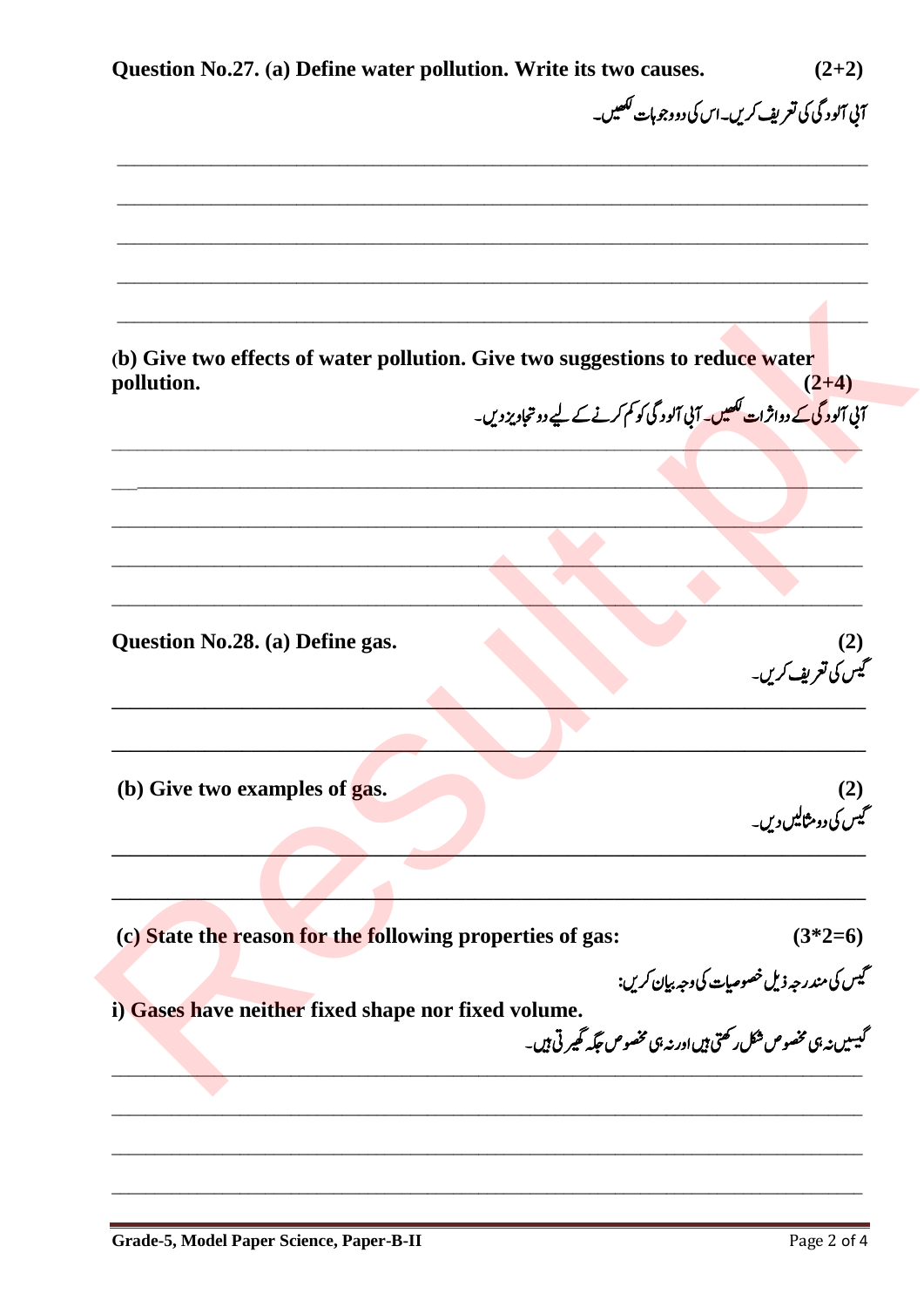**Question No.27. (a) Define water pollution. Write its two causes.** **(2+2)**

آبی آلودگی کی تعریف کریں۔اس کی دو وجوہات لکھیں۔

___________________________________________________________________________

___________________________________________________________________________

___________________________________________________________________________

___________________________________________________________________________

___________________________________________________________________________

**(b) Give two effects of water pollution. Give two suggestions to reduce water pollution.** **(2+4)**

آبی آلودگی کے دو اثرات لکھیں۔ آبی آلودگی کو کم کرنے کے لیے دو تجاویز دیں۔

___________________________________________________________________________

___________________________________________________________________________

___________________________________________________________________________

___________________________________________________________________________

___________________________________________________________________________

**Question No.28. (a) Define gas.** **(2)**

گیس کی تعریف کریں۔

___________________________________________________________________________

___________________________________________________________________________

**(b) Give two examples of gas.** **(2)**

گیس کی دو مثالیں دیں۔

___________________________________________________________________________

___________________________________________________________________________

**(c) State the reason for the following properties of gas:** **(3*2=6)**

گیس کی مندرجہ ذیل خصوصیات کی وجہ بیان کریں:

**i) Gases have neither fixed shape nor fixed volume.**

گیسیں نہ ہی مخصوص شکل رکھتی ہیں اور نہ ہی مخصوص جگہ گھیرتی ہیں۔

___________________________________________________________________________

___________________________________________________________________________

___________________________________________________________________________

___________________________________________________________________________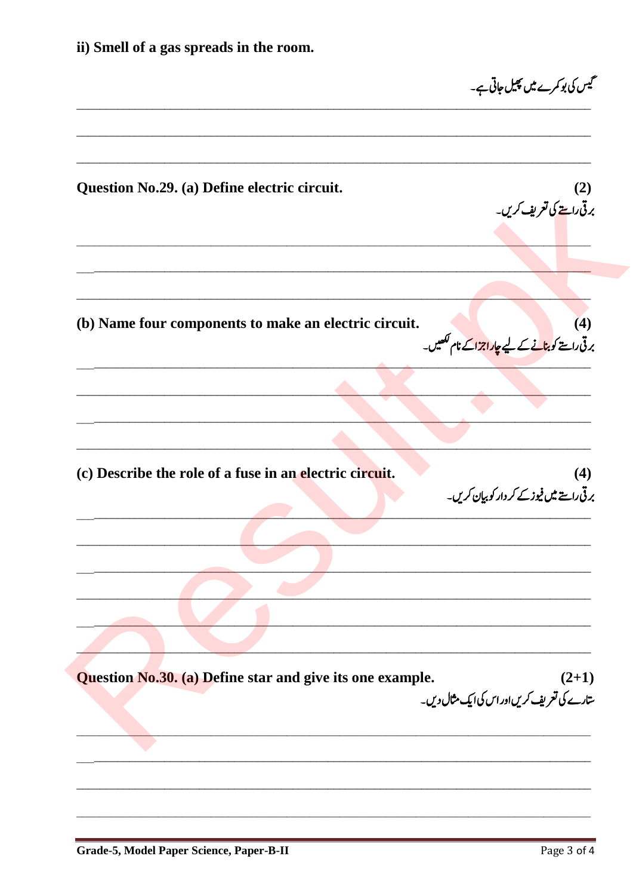ii) Smell of a gas spreads in the room.

گیس کی بو کمرے میں پھیل جاتی ہے۔

_______________________________________________

_______________________________________________

_______________________________________________

**Question No.29. (a) Define electric circuit.** **(2)**

برقی راستے کی تعریف کریں۔

_______________________________________________

_______________________________________________

_______________________________________________

**(b) Name four components to make an electric circuit.** **(4)**

برقی راستے کو بنانے کے لیے چار اجزا کے نام لکھیں۔

_______________________________________________

_______________________________________________

_______________________________________________

_______________________________________________

**(c) Describe the role of a fuse in an electric circuit.** **(4)**

برقی راستے میں فیوز کے کردار کو بیان کریں۔

_______________________________________________

_______________________________________________

_______________________________________________

_______________________________________________

_______________________________________________

_______________________________________________

**Question No.30. (a) Define star and give its one example.** **(2+1)**

ستارے کی تعریف کریں اور اس کی ایک مثال دیں۔

_______________________________________________

_______________________________________________

_______________________________________________

_______________________________________________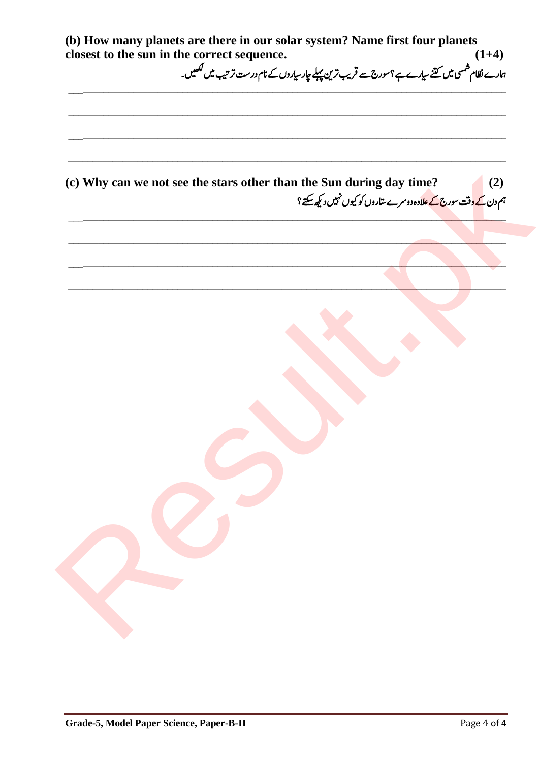**(b) How many planets are there in our solar system? Name first four planets closest to the sun in the correct sequence.** **(1+4)**

ہمارے نظام شمسی میں کتنے سیارے ہے؟ سورج سے قریب ترین پہلے چار سیاروں کے نام درست ترتیب میں لکھیں۔

\_\_\_\_\_\_\_\_\_\_\_\_\_\_\_\_\_\_\_\_\_\_\_\_\_\_\_\_\_\_\_\_\_\_\_\_\_\_\_\_\_\_\_\_\_\_\_\_\_\_\_\_\_\_\_\_\_\_\_\_\_\_\_\_\_\_\_\_\_\_\_\_

\_\_\_\_\_\_\_\_\_\_\_\_\_\_\_\_\_\_\_\_\_\_\_\_\_\_\_\_\_\_\_\_\_\_\_\_\_\_\_\_\_\_\_\_\_\_\_\_\_\_\_\_\_\_\_\_\_\_\_\_\_\_\_\_\_\_\_\_\_\_\_\_

\_\_\_\_\_\_\_\_\_\_\_\_\_\_\_\_\_\_\_\_\_\_\_\_\_\_\_\_\_\_\_\_\_\_\_\_\_\_\_\_\_\_\_\_\_\_\_\_\_\_\_\_\_\_\_\_\_\_\_\_\_\_\_\_\_\_\_\_\_\_\_\_

\_\_\_\_\_\_\_\_\_\_\_\_\_\_\_\_\_\_\_\_\_\_\_\_\_\_\_\_\_\_\_\_\_\_\_\_\_\_\_\_\_\_\_\_\_\_\_\_\_\_\_\_\_\_\_\_\_\_\_\_\_\_\_\_\_\_\_\_\_\_\_\_

**(c) Why can we not see the stars other than the Sun during day time?** **(2)**

ہم دن کے وقت سورج کے علاوہ دوسرے ستاروں کو کیوں نہیں دیکھ سکتے؟

\_\_\_\_\_\_\_\_\_\_\_\_\_\_\_\_\_\_\_\_\_\_\_\_\_\_\_\_\_\_\_\_\_\_\_\_\_\_\_\_\_\_\_\_\_\_\_\_\_\_\_\_\_\_\_\_\_\_\_\_\_\_\_\_\_\_\_\_\_\_\_\_

\_\_\_\_\_\_\_\_\_\_\_\_\_\_\_\_\_\_\_\_\_\_\_\_\_\_\_\_\_\_\_\_\_\_\_\_\_\_\_\_\_\_\_\_\_\_\_\_\_\_\_\_\_\_\_\_\_\_\_\_\_\_\_\_\_\_\_\_\_\_\_\_

\_\_\_\_\_\_\_\_\_\_\_\_\_\_\_\_\_\_\_\_\_\_\_\_\_\_\_\_\_\_\_\_\_\_\_\_\_\_\_\_\_\_\_\_\_\_\_\_\_\_\_\_\_\_\_\_\_\_\_\_\_\_\_\_\_\_\_\_\_\_\_\_

\_\_\_\_\_\_\_\_\_\_\_\_\_\_\_\_\_\_\_\_\_\_\_\_\_\_\_\_\_\_\_\_\_\_\_\_\_\_\_\_\_\_\_\_\_\_\_\_\_\_\_\_\_\_\_\_\_\_\_\_\_\_\_\_\_\_\_\_\_\_\_\_